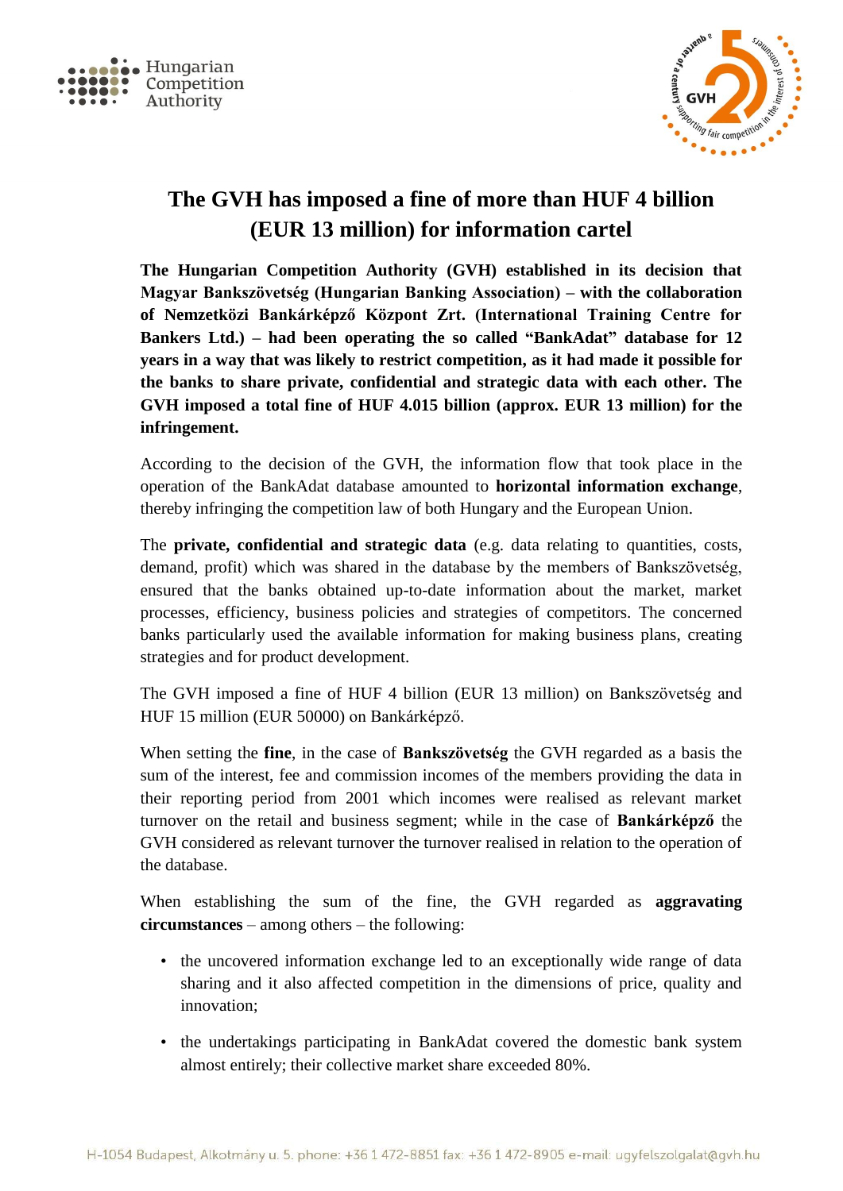# The GVH has imposed a fine of more than HUF 4 billion (EUR 13 million) for information cartel

**The Hungarian Competition Authority (GVH) established in its decision that Magyar Bankszövetség (Hungarian Banking Association) – with the collaboration of Nemzetközi Bankárképző Központ Zrt. (International Training Centre for Bankers Ltd.) – had been operating the so called "BankAdat" database for 12 years in a way that was likely to restrict competition, as it had made it possible for the banks to share private, confidential and strategic data with each other. The GVH imposed a total fine of HUF 4.015 billion (approx. EUR 13 million) for the infringement.**

According to the decision of the GVH, the information flow that took place in the operation of the BankAdat database amounted to **horizontal information exchange**, thereby infringing the competition law of both Hungary and the European Union.

The **private, confidential and strategic data** (e.g. data relating to quantities, costs, demand, profit) which was shared in the database by the members of Bankszövetség, ensured that the banks obtained up-to-date information about the market, market processes, efficiency, business policies and strategies of competitors. The concerned banks particularly used the available information for making business plans, creating strategies and for product development.

The GVH imposed a fine of HUF 4 billion (EUR 13 million) on Bankszövetség and HUF 15 million (EUR 50000) on Bankárképző.

When setting the **fine**, in the case of **Bankszövetség** the GVH regarded as a basis the sum of the interest, fee and commission incomes of the members providing the data in their reporting period from 2001 which incomes were realised as relevant market turnover on the retail and business segment; while in the case of **Bankárképző** the GVH considered as relevant turnover the turnover realised in relation to the operation of the database.

When establishing the sum of the fine, the GVH regarded as **aggravating circumstances** – among others – the following:

- the uncovered information exchange led to an exceptionally wide range of data sharing and it also affected competition in the dimensions of price, quality and innovation;
- the undertakings participating in BankAdat covered the domestic bank system almost entirely; their collective market share exceeded 80%.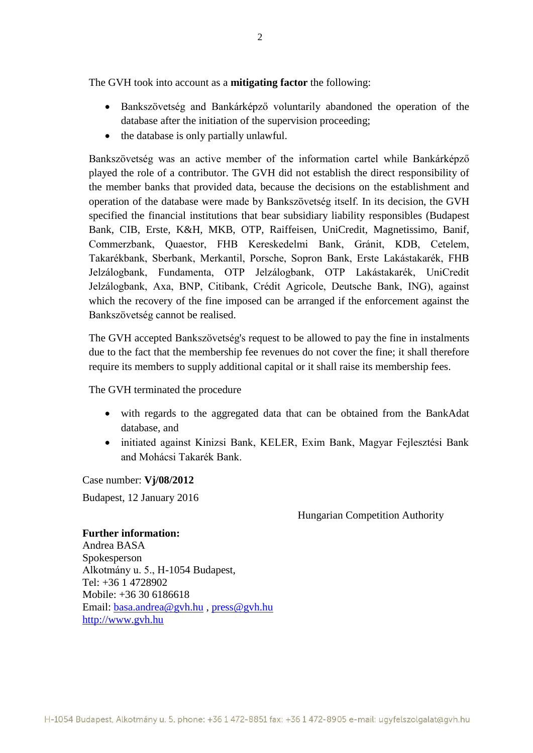The GVH took into account as a **mitigating factor** the following:

- Bankszövetség and Bankárképző voluntarily abandoned the operation of the database after the initiation of the supervision proceeding;
- the database is only partially unlawful.

Bankszövetség was an active member of the information cartel while Bankárképző played the role of a contributor. The GVH did not establish the direct responsibility of the member banks that provided data, because the decisions on the establishment and operation of the database were made by Bankszövetség itself. In its decision, the GVH specified the financial institutions that bear subsidiary liability responsibles (Budapest Bank, CIB, Erste, K&H, MKB, OTP, Raiffeisen, UniCredit, Magnetissimo, Banif, Commerzbank, Quaestor, FHB Kereskedelmi Bank, Gránit, KDB, Cetelem, Takarékbank, Sberbank, Merkantil, Porsche, Sopron Bank, Erste Lakástakarék, FHB Jelzálogbank, Fundamenta, OTP Jelzálogbank, OTP Lakástakarék, UniCredit Jelzálogbank, Axa, BNP, Citibank, Crédit Agricole, Deutsche Bank, ING), against which the recovery of the fine imposed can be arranged if the enforcement against the Bankszövetség cannot be realised.

The GVH accepted Bankszövetség's request to be allowed to pay the fine in instalments due to the fact that the membership fee revenues do not cover the fine; it shall therefore require its members to supply additional capital or it shall raise its membership fees.

The GVH terminated the procedure

- with regards to the aggregated data that can be obtained from the BankAdat database, and
- initiated against Kinizsi Bank, KELER, Exim Bank, Magyar Fejlesztési Bank and Mohácsi Takarék Bank.

Case number: **Vj/08/2012**

Budapest, 12 January 2016

Hungarian Competition Authority

**Further information:**
Andrea BASA
Spokesperson
Alkotmány u. 5., H-1054 Budapest,
Tel: +36 1 4728902
Mobile: +36 30 6186618
Email: basa.andrea@gvh.hu , press@gvh.hu
http://www.gvh.hu